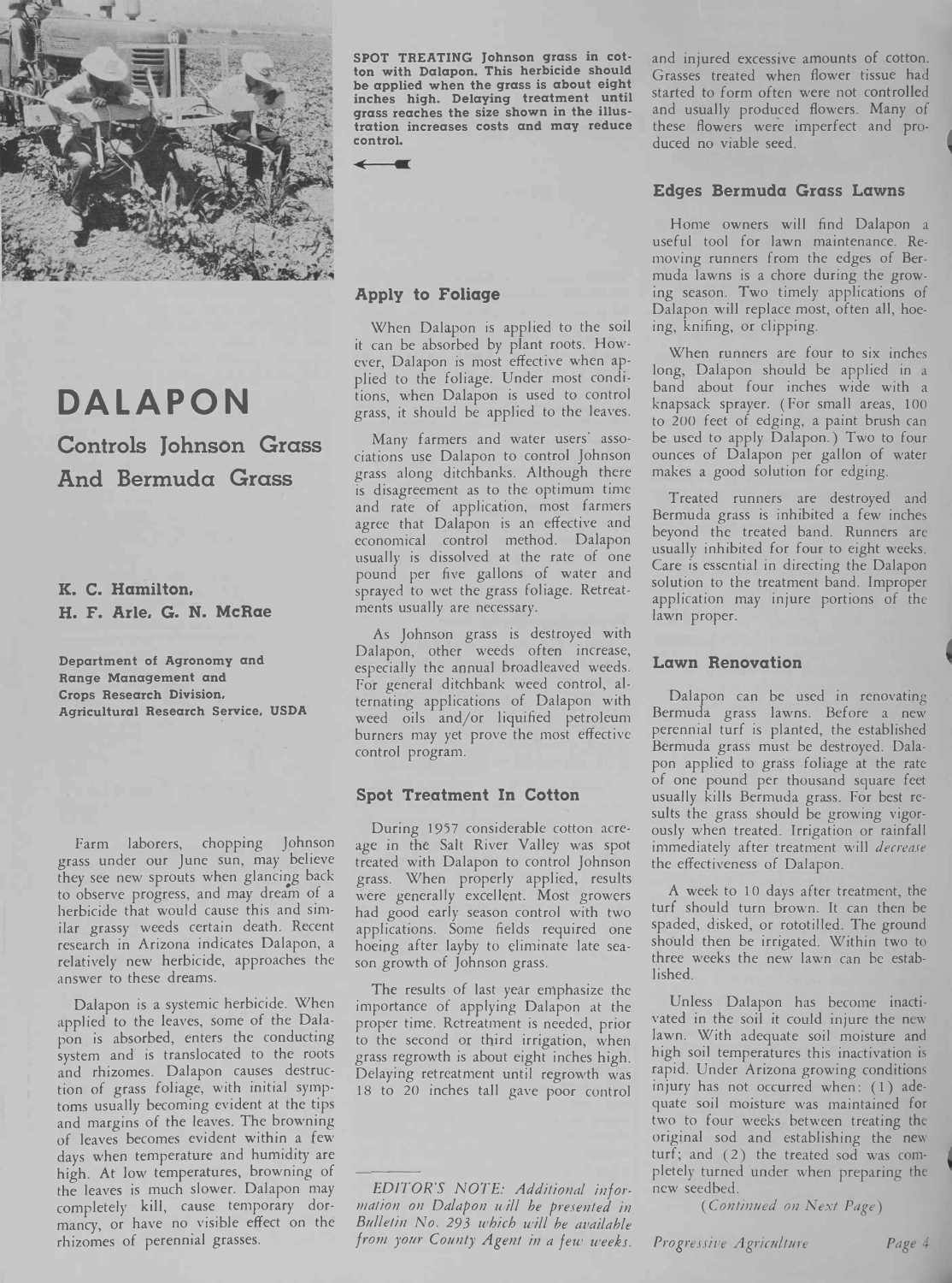SPOT TREATING Johnson grass in cotton with Dalapon. This herbicide should be applied when the grass is about eight inches high. Delaying treatment until grass reaches the size shown in the illustration increases costs and may reduce control.

# DALAPON

## Controls Johnson Grass And Bermuda Grass

**K. C. Hamilton, H. F. Arle, G. N. McRae**

**Department of Agronomy and Range Management and Crops Research Division, Agricultural Research Service, USDA**

Farm laborers, chopping Johnson grass under our June sun, may believe they see new sprouts when glancing back to observe progress, and may dream of a herbicide that would cause this and similar grassy weeds certain death. Recent research in Arizona indicates Dalapon, a relatively new herbicide, approaches the answer to these dreams.

Dalapon is a systemic herbicide. When applied to the leaves, some of the Dalapon is absorbed, enters the conducting system and is translocated to the roots and rhizomes. Dalapon causes destruction of grass foliage, with initial symptoms usually becoming evident at the tips and margins of the leaves. The browning of leaves becomes evident within a few days when temperature and humidity are high. At low temperatures, browning of the leaves is much slower. Dalapon may completely kill, cause temporary dormancy, or have no visible effect on the rhizomes of perennial grasses.

### Apply to Foliage

When Dalapon is applied to the soil it can be absorbed by plant roots. However, Dalapon is most effective when applied to the foliage. Under most conditions, when Dalapon is used to control grass, it should be applied to the leaves.

Many farmers and water users' associations use Dalapon to control Johnson grass along ditchbanks. Although there is disagreement as to the optimum time and rate of application, most farmers agree that Dalapon is an effective and economical control method. Dalapon usually is dissolved at the rate of one pound per five gallons of water and sprayed to wet the grass foliage. Retreatments usually are necessary.

As Johnson grass is destroyed with Dalapon, other weeds often increase, especially the annual broadleaved weeds. For general ditchbank weed control, alternating applications of Dalapon with weed oils and/or liquified petroleum burners may yet prove the most effective control program.

### Spot Treatment In Cotton

During 1957 considerable cotton acreage in the Salt River Valley was spot treated with Dalapon to control Johnson grass. When properly applied, results were generally excellent. Most growers had good early season control with two applications. Some fields required one hoeing after layby to eliminate late season growth of Johnson grass.

The results of last year emphasize the importance of applying Dalapon at the proper time. Retreatment is needed, prior to the second or third irrigation, when grass regrowth is about eight inches high. Delaying retreatment until regrowth was 18 to 20 inches tall gave poor control and injured excessive amounts of cotton. Grasses treated when flower tissue had started to form often were not controlled and usually produced flowers. Many of these flowers were imperfect and produced no viable seed.

*EDITOR'S NOTE: Additional information on Dalapon will be presented in Bulletin No. 293 which will be available from your County Agent in a few weeks.*

### Edges Bermuda Grass Lawns

Home owners will find Dalapon a useful tool for lawn maintenance. Removing runners from the edges of Bermuda lawns is a chore during the growing season. Two timely applications of Dalapon will replace most, often all, hoeing, knifing, or clipping.

When runners are four to six inches long, Dalapon should be applied in a band about four inches wide with a knapsack sprayer. (For small areas, 100 to 200 feet of edging, a paint brush can be used to apply Dalapon.) Two to four ounces of Dalapon per gallon of water makes a good solution for edging.

Treated runners are destroyed and Bermuda grass is inhibited a few inches beyond the treated band. Runners are usually inhibited for four to eight weeks. Care is essential in directing the Dalapon solution to the treatment band. Improper application may injure portions of the lawn proper.

### Lawn Renovation

Dalapon can be used in renovating Bermuda grass lawns. Before a new perennial turf is planted, the established Bermuda grass must be destroyed. Dalapon applied to grass foliage at the rate of one pound per thousand square feet usually kills Bermuda grass. For best results the grass should be growing vigorously when treated. Irrigation or rainfall immediately after treatment will *decrease* the effectiveness of Dalapon.

A week to 10 days after treatment, the turf should turn brown. It can then be spaded, disked, or rototilled. The ground should then be irrigated. Within two to three weeks the new lawn can be established.

Unless Dalapon has become inactivated in the soil it could injure the new lawn. With adequate soil moisture and high soil temperatures this inactivation is rapid. Under Arizona growing conditions injury has not occurred when: (1) adequate soil moisture was maintained for two to four weeks between treating the original sod and establishing the new turf; and (2) the treated sod was completely turned under when preparing the new seedbed.

*(Continued on Next Page)*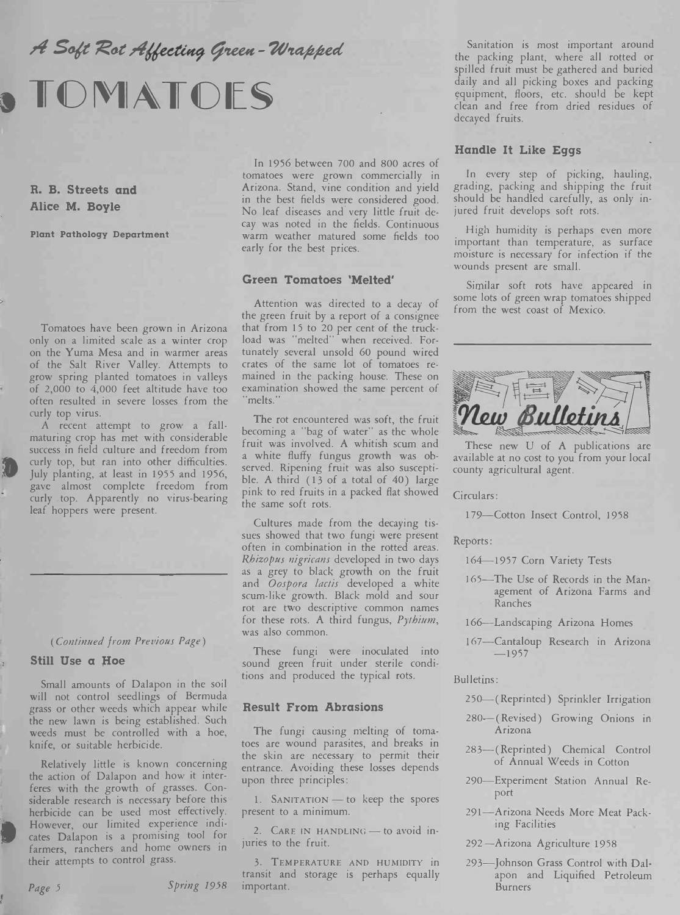# A Soft Rot Affecting Green-Wrapped TOMATOES

**R. B. Streets and Alice M. Boyle**

**Plant Pathology Department**

Tomatoes have been grown in Arizona only on a limited scale as a winter crop on the Yuma Mesa and in warmer areas of the Salt River Valley. Attempts to grow spring planted tomatoes in valleys of 2,000 to 4,000 feet altitude have too often resulted in severe losses from the curly top virus.

A recent attempt to grow a fall-maturing crop has met with considerable success in field culture and freedom from curly top, but ran into other difficulties. July planting, at least in 1955 and 1956, gave almost complete freedom from curly top. Apparently no virus-bearing leaf hoppers were present.

In 1956 between 700 and 800 acres of tomatoes were grown commercially in Arizona. Stand, vine condition and yield in the best fields were considered good. No leaf diseases and very little fruit decay was noted in the fields. Continuous warm weather matured some fields too early for the best prices.

### Green Tomatoes 'Melted'

Attention was directed to a decay of the green fruit by a report of a consignee that from 15 to 20 per cent of the truckload was "melted" when received. Fortunately several unsold 60 pound wired crates of the same lot of tomatoes remained in the packing house. These on examination showed the same percent of "melts."

The rot encountered was soft, the fruit becoming a "bag of water" as the whole fruit was involved. A whitish scum and a white fluffy fungus growth was observed. Ripening fruit was also susceptible. A third (13 of a total of 40) large pink to red fruits in a packed flat showed the same soft rots.

Cultures made from the decaying tissues showed that two fungi were present often in combination in the rotted areas. *Rhizopus nigricans* developed in two days as a grey to black growth on the fruit and *Oospora lactis* developed a white scum-like growth. Black mold and sour rot are two descriptive common names for these rots. A third fungus, *Pythium*, was also common.

These fungi were inoculated into sound green fruit under sterile conditions and produced the typical rots.

### Result From Abrasions

The fungi causing melting of tomatoes are wound parasites, and breaks in the skin are necessary to permit their entrance. Avoiding these losses depends upon three principles:

1. SANITATION — to keep the spores present to a minimum.

2. CARE IN HANDLING — to avoid injuries to the fruit.

3. TEMPERATURE AND HUMIDITY in transit and storage is perhaps equally important.

Sanitation is most important around the packing plant, where all rotted or spilled fruit must be gathered and buried daily and all picking boxes and packing equipment, floors, etc. should be kept clean and free from dried residues of decayed fruits.

### Handle It Like Eggs

In every step of picking, hauling, grading, packing and shipping the fruit should be handled carefully, as only injured fruit develops soft rots.

High humidity is perhaps even more important than temperature, as surface moisture is necessary for infection if the wounds present are small.

Similar soft rots have appeared in some lots of green wrap tomatoes shipped from the west coast of Mexico.

---

*(Continued from Previous Page)*

### Still Use a Hoe

Small amounts of Dalapon in the soil will not control seedlings of Bermuda grass or other weeds which appear while the new lawn is being established. Such weeds must be controlled with a hoe, knife, or suitable herbicide.

Relatively little is known concerning the action of Dalapon and how it interferes with the growth of grasses. Considerable research is necessary before this herbicide can be used most effectively. However, our limited experience indicates Dalapon is a promising tool for farmers, ranchers and home owners in their attempts to control grass.

---

## New Bulletins

These new U of A publications are available at no cost to you from your local county agricultural agent.

Circulars:

- 179—Cotton Insect Control, 1958

Reports:

- 164—1957 Corn Variety Tests
- 165—The Use of Records in the Management of Arizona Farms and Ranches
- 166—Landscaping Arizona Homes
- 167—Cantaloup Research in Arizona —1957

Bulletins:

- 250—(Reprinted) Sprinkler Irrigation
- 280—(Revised) Growing Onions in Arizona
- 283—(Reprinted) Chemical Control of Annual Weeds in Cotton
- 290—Experiment Station Annual Report
- 291—Arizona Needs More Meat Packing Facilities
- 292—Arizona Agriculture 1958
- 293—Johnson Grass Control with Dalapon and Liquified Petroleum Burners